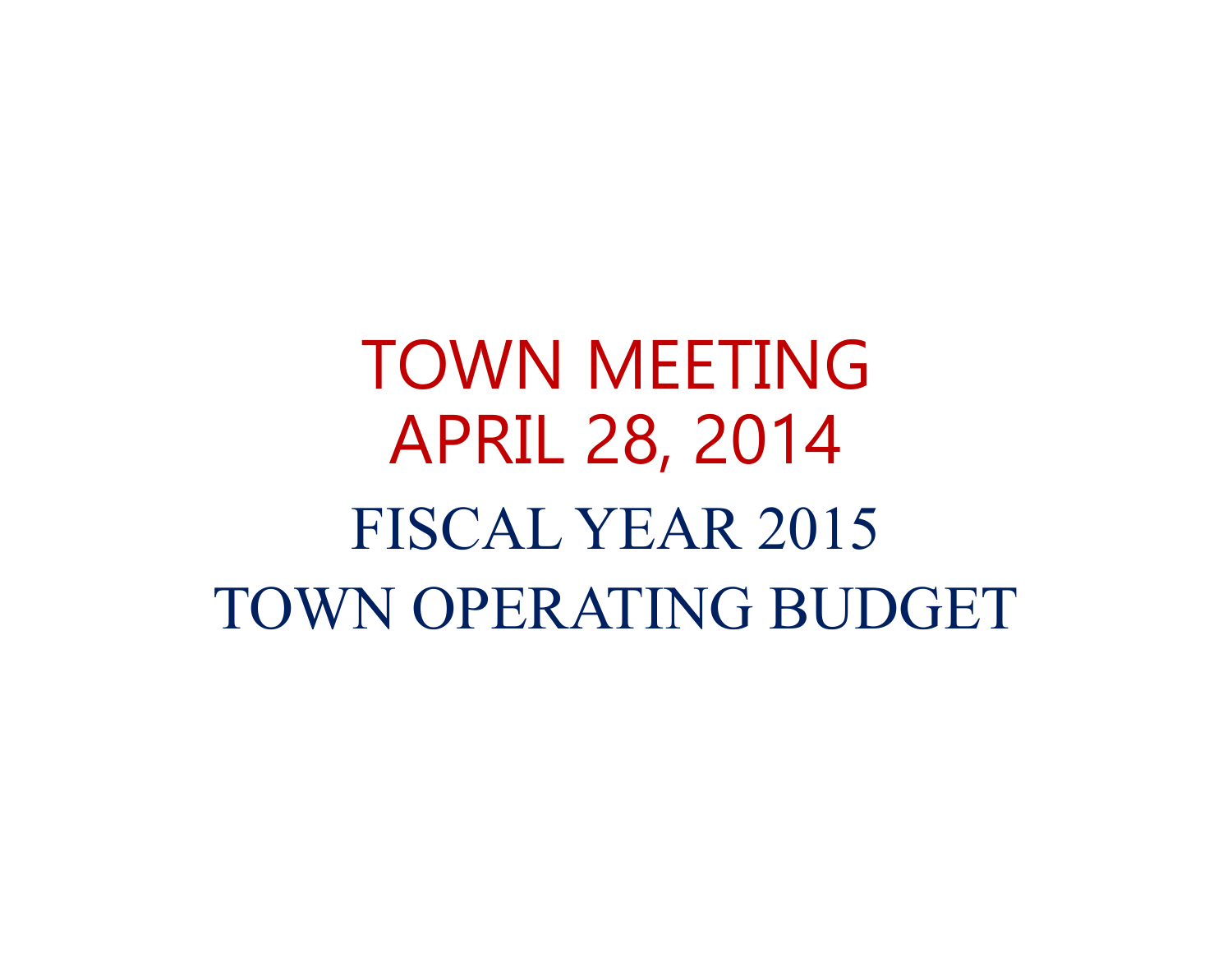# TOWN MEETING
# APRIL 28, 2014

## FISCAL YEAR 2015
## TOWN OPERATING BUDGET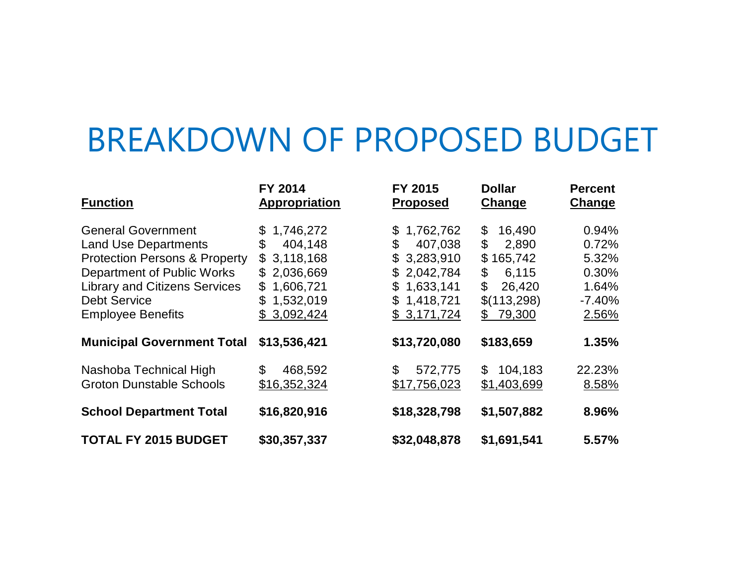# BREAKDOWN OF PROPOSED BUDGET

| Function | FY 2014 Appropriation | FY 2015 Proposed | Dollar Change | Percent Change |
|---|---|---|---|---|
| General Government | $ 1,746,272 | $ 1,762,762 | $ 16,490 | 0.94% |
| Land Use Departments | $ 404,148 | $ 407,038 | $ 2,890 | 0.72% |
| Protection Persons & Property | $ 3,118,168 | $ 3,283,910 | $ 165,742 | 5.32% |
| Department of Public Works | $ 2,036,669 | $ 2,042,784 | $ 6,115 | 0.30% |
| Library and Citizens Services | $ 1,606,721 | $ 1,633,141 | $ 26,420 | 1.64% |
| Debt Service | $ 1,532,019 | $ 1,418,721 | $(113,298) | -7.40% |
| Employee Benefits | $ 3,092,424 | $ 3,171,724 | $ 79,300 | 2.56% |
| **Municipal Government Total** | **$13,536,421** | **$13,720,080** | **$183,659** | **1.35%** |
| Nashoba Technical High | $ 468,592 | $ 572,775 | $ 104,183 | 22.23% |
| Groton Dunstable Schools | $16,352,324 | $17,756,023 | $1,403,699 | 8.58% |
| **School Department Total** | **$16,820,916** | **$18,328,798** | **$1,507,882** | **8.96%** |
| **TOTAL FY 2015 BUDGET** | **$30,357,337** | **$32,048,878** | **$1,691,541** | **5.57%** |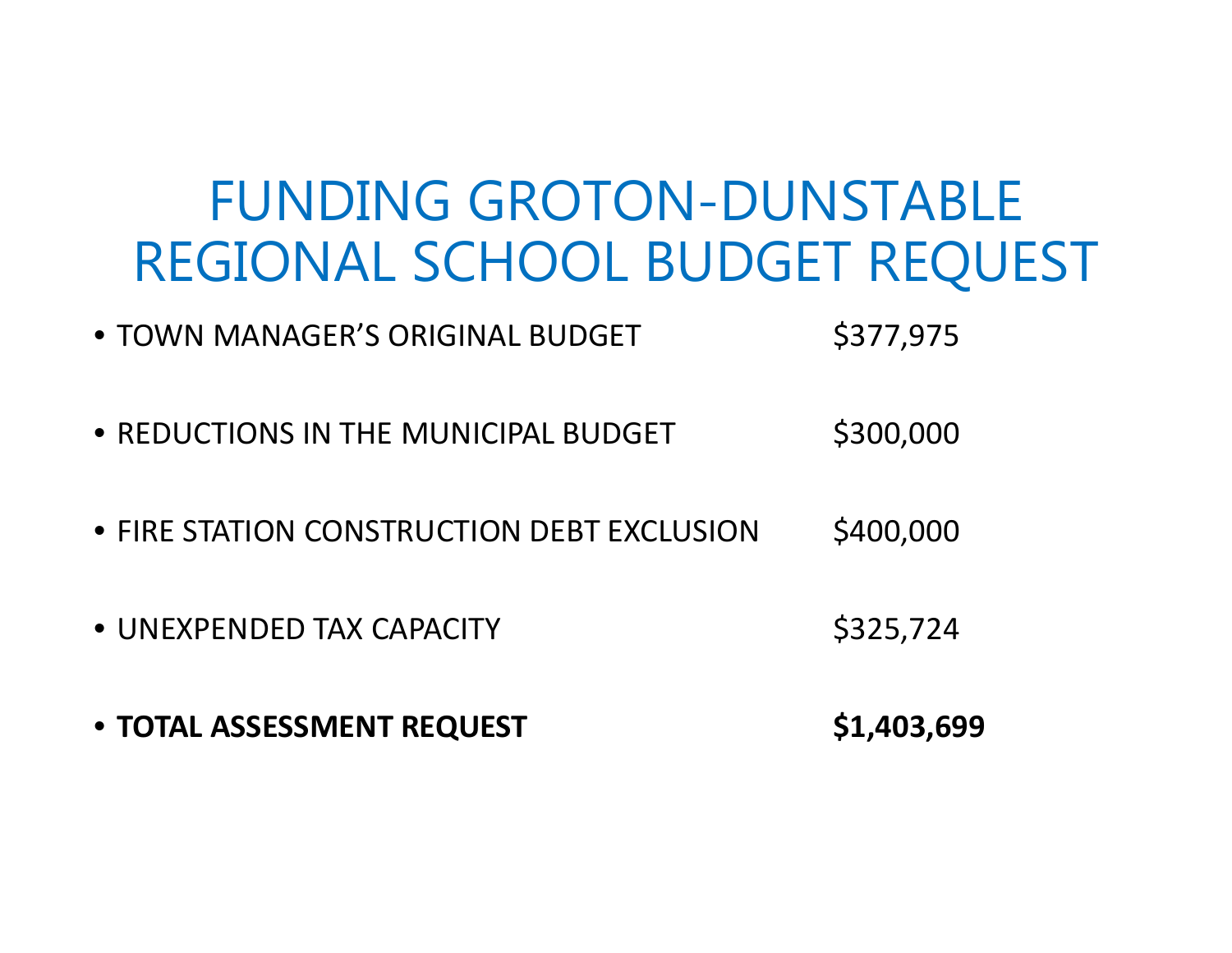# FUNDING GROTON-DUNSTABLE REGIONAL SCHOOL BUDGET REQUEST

| | |
|---|---|
| • TOWN MANAGER'S ORIGINAL BUDGET | $377,975 |
| • REDUCTIONS IN THE MUNICIPAL BUDGET | $300,000 |
| • FIRE STATION CONSTRUCTION DEBT EXCLUSION | $400,000 |
| • UNEXPENDED TAX CAPACITY | $325,724 |
| • **TOTAL ASSESSMENT REQUEST** | **$1,403,699** |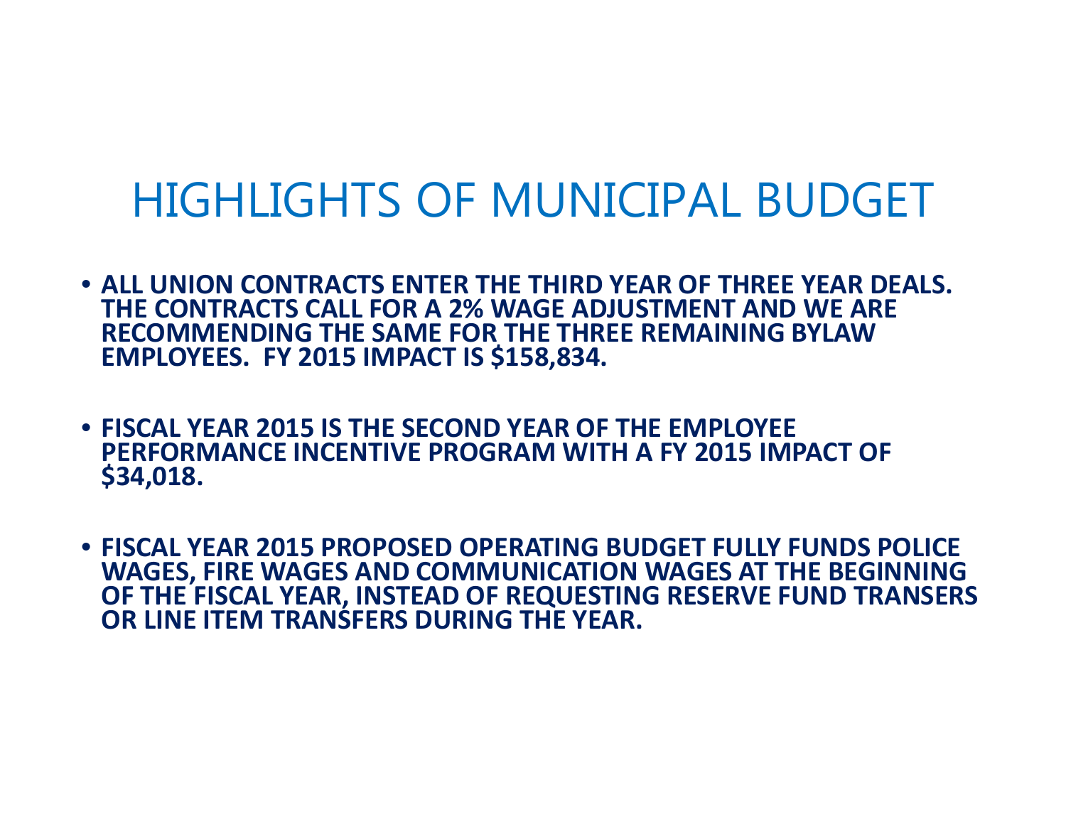# HIGHLIGHTS OF MUNICIPAL BUDGET

- **ALL UNION CONTRACTS ENTER THE THIRD YEAR OF THREE YEAR DEALS. THE CONTRACTS CALL FOR A 2% WAGE ADJUSTMENT AND WE ARE RECOMMENDING THE SAME FOR THE THREE REMAINING BYLAW EMPLOYEES. FY 2015 IMPACT IS $158,834.**

- **FISCAL YEAR 2015 IS THE SECOND YEAR OF THE EMPLOYEE PERFORMANCE INCENTIVE PROGRAM WITH A FY 2015 IMPACT OF $34,018.**

- **FISCAL YEAR 2015 PROPOSED OPERATING BUDGET FULLY FUNDS POLICE WAGES, FIRE WAGES AND COMMUNICATION WAGES AT THE BEGINNING OF THE FISCAL YEAR, INSTEAD OF REQUESTING RESERVE FUND TRANSERS OR LINE ITEM TRANSFERS DURING THE YEAR.**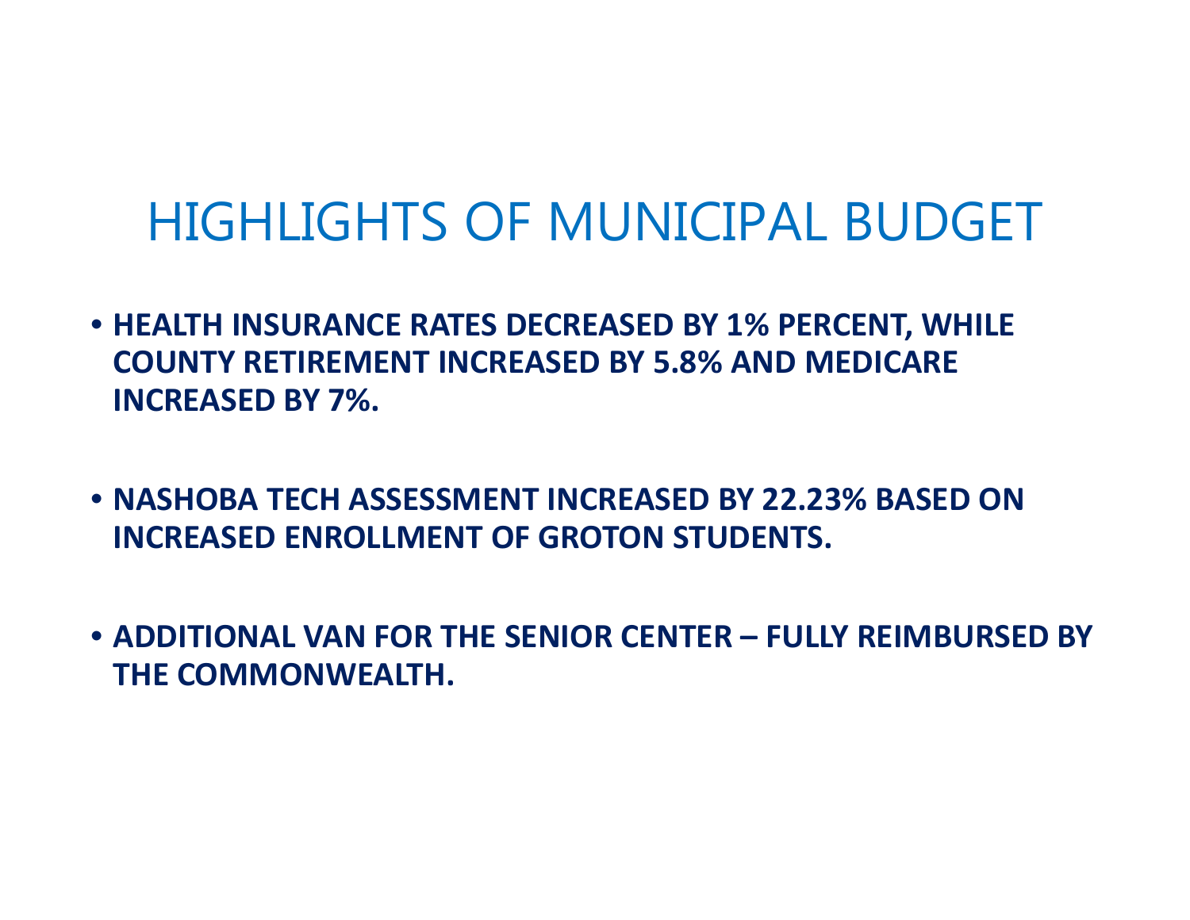# HIGHLIGHTS OF MUNICIPAL BUDGET

- **HEALTH INSURANCE RATES DECREASED BY 1% PERCENT, WHILE COUNTY RETIREMENT INCREASED BY 5.8% AND MEDICARE INCREASED BY 7%.**
- **NASHOBA TECH ASSESSMENT INCREASED BY 22.23% BASED ON INCREASED ENROLLMENT OF GROTON STUDENTS.**
- **ADDITIONAL VAN FOR THE SENIOR CENTER – FULLY REIMBURSED BY THE COMMONWEALTH.**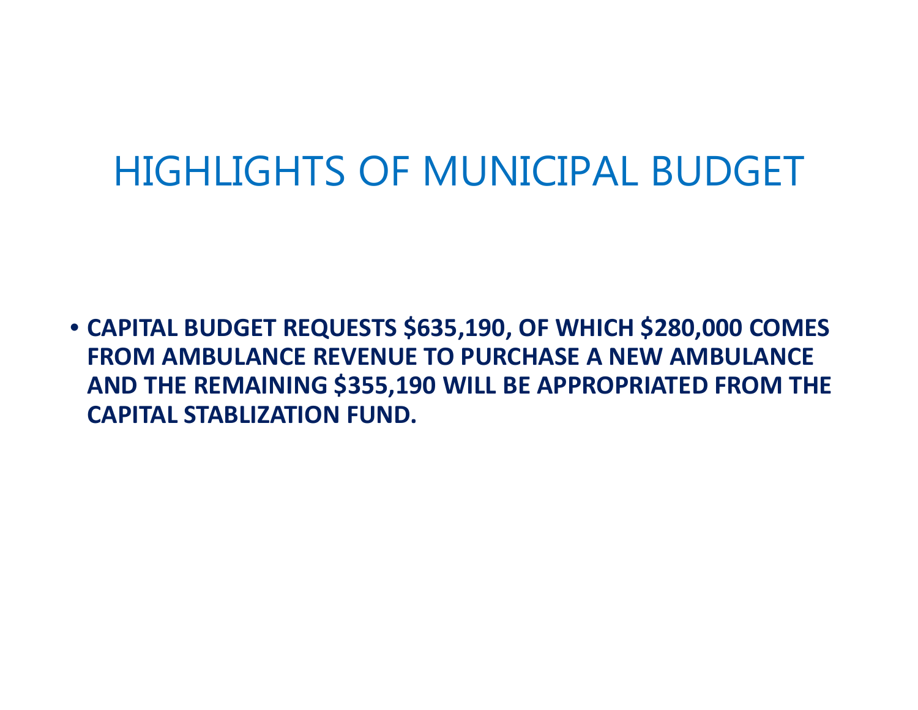# HIGHLIGHTS OF MUNICIPAL BUDGET

- **CAPITAL BUDGET REQUESTS $635,190, OF WHICH $280,000 COMES FROM AMBULANCE REVENUE TO PURCHASE A NEW AMBULANCE AND THE REMAINING $355,190 WILL BE APPROPRIATED FROM THE CAPITAL STABLIZATION FUND.**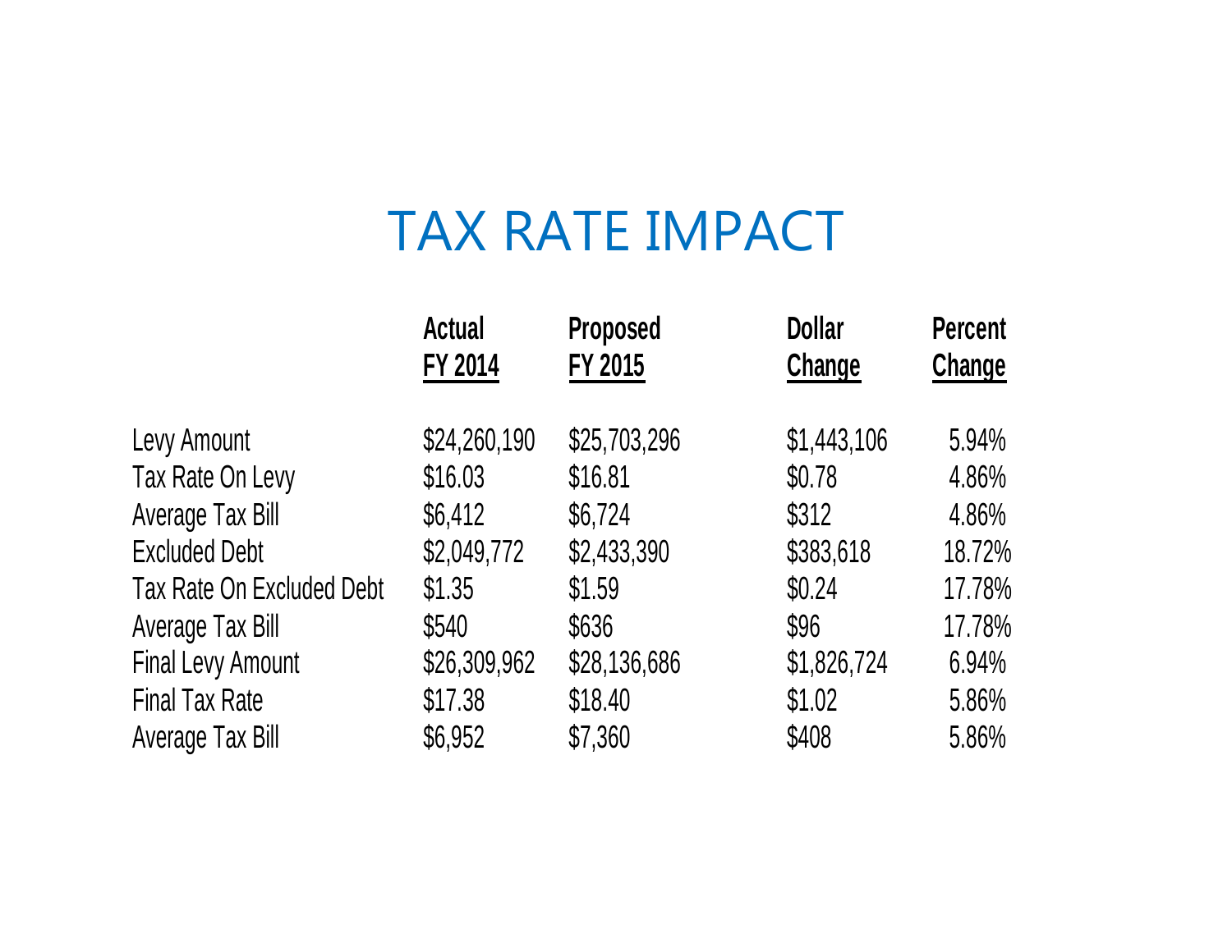# TAX RATE IMPACT

| | Actual FY 2014 | Proposed FY 2015 | Dollar Change | Percent Change |
|---|---|---|---|---|
| Levy Amount | $24,260,190 | $25,703,296 | $1,443,106 | 5.94% |
| Tax Rate On Levy | $16.03 | $16.81 | $0.78 | 4.86% |
| Average Tax Bill | $6,412 | $6,724 | $312 | 4.86% |
| Excluded Debt | $2,049,772 | $2,433,390 | $383,618 | 18.72% |
| Tax Rate On Excluded Debt | $1.35 | $1.59 | $0.24 | 17.78% |
| Average Tax Bill | $540 | $636 | $96 | 17.78% |
| Final Levy Amount | $26,309,962 | $28,136,686 | $1,826,724 | 6.94% |
| Final Tax Rate | $17.38 | $18.40 | $1.02 | 5.86% |
| Average Tax Bill | $6,952 | $7,360 | $408 | 5.86% |